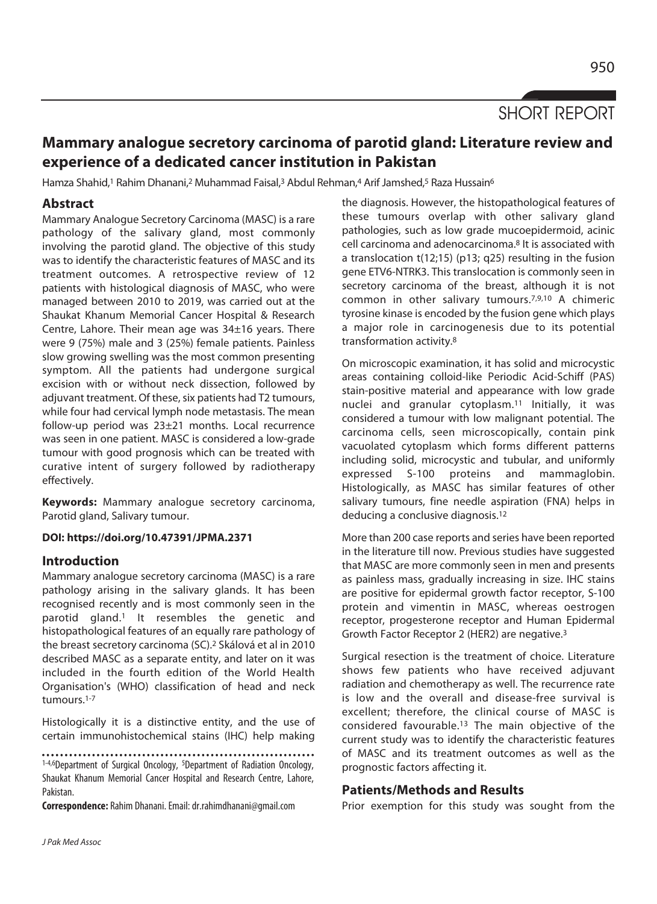SHORT REPORT

# Mammary analogue secretory carcinoma of parotid gland: Literature review and experience of a dedicated cancer institution in Pakistan

Hamza Shahid,[1] Rahim Dhanani,[2] Muhammad Faisal,[3] Abdul Rehman,[4] Arif Jamshed,[5] Raza Hussain[6]

## Abstract

Mammary Analogue Secretory Carcinoma (MASC) is a rare pathology of the salivary gland, most commonly involving the parotid gland. The objective of this study was to identify the characteristic features of MASC and its treatment outcomes. A retrospective review of 12 patients with histological diagnosis of MASC, who were managed between 2010 to 2019, was carried out at the Shaukat Khanum Memorial Cancer Hospital & Research Centre, Lahore. Their mean age was 34±16 years. There were 9 (75%) male and 3 (25%) female patients. Painless slow growing swelling was the most common presenting symptom. All the patients had undergone surgical excision with or without neck dissection, followed by adjuvant treatment. Of these, six patients had T2 tumours, while four had cervical lymph node metastasis. The mean follow-up period was 23±21 months. Local recurrence was seen in one patient. MASC is considered a low-grade tumour with good prognosis which can be treated with curative intent of surgery followed by radiotherapy effectively.

**Keywords:** Mammary analogue secretory carcinoma, Parotid gland, Salivary tumour.

**DOI: https://doi.org/10.47391/JPMA.2371**

## Introduction

Mammary analogue secretory carcinoma (MASC) is a rare pathology arising in the salivary glands. It has been recognised recently and is most commonly seen in the parotid gland.[1] It resembles the genetic and histopathological features of an equally rare pathology of the breast secretory carcinoma (SC).[2] Skálová et al in 2010 described MASC as a separate entity, and later on it was included in the fourth edition of the World Health Organisation's (WHO) classification of head and neck tumours.[1-7]

Histologically it is a distinctive entity, and the use of certain immunohistochemical stains (IHC) help making the diagnosis. However, the histopathological features of these tumours overlap with other salivary gland pathologies, such as low grade mucoepidermoid, acinic cell carcinoma and adenocarcinoma.[8] It is associated with a translocation t(12;15) (p13; q25) resulting in the fusion gene ETV6-NTRK3. This translocation is commonly seen in secretory carcinoma of the breast, although it is not common in other salivary tumours.[7,9,10] A chimeric tyrosine kinase is encoded by the fusion gene which plays a major role in carcinogenesis due to its potential transformation activity.[8]

On microscopic examination, it has solid and microcystic areas containing colloid-like Periodic Acid-Schiff (PAS) stain-positive material and appearance with low grade nuclei and granular cytoplasm.[11] Initially, it was considered a tumour with low malignant potential. The carcinoma cells, seen microscopically, contain pink vacuolated cytoplasm which forms different patterns including solid, microcystic and tubular, and uniformly expressed S-100 proteins and mammaglobin. Histologically, as MASC has similar features of other salivary tumours, fine needle aspiration (FNA) helps in deducing a conclusive diagnosis.[12]

More than 200 case reports and series have been reported in the literature till now. Previous studies have suggested that MASC are more commonly seen in men and presents as painless mass, gradually increasing in size. IHC stains are positive for epidermal growth factor receptor, S-100 protein and vimentin in MASC, whereas oestrogen receptor, progesterone receptor and Human Epidermal Growth Factor Receptor 2 (HER2) are negative.[3]

Surgical resection is the treatment of choice. Literature shows few patients who have received adjuvant radiation and chemotherapy as well. The recurrence rate is low and the overall and disease-free survival is excellent; therefore, the clinical course of MASC is considered favourable.[13] The main objective of the current study was to identify the characteristic features of MASC and its treatment outcomes as well as the prognostic factors affecting it.

## Patients/Methods and Results

Prior exemption for this study was sought from the

[1-4,6]Department of Surgical Oncology, [5]Department of Radiation Oncology, Shaukat Khanum Memorial Cancer Hospital and Research Centre, Lahore, Pakistan.

**Correspondence:** Rahim Dhanani. Email: dr.rahimdhanani@gmail.com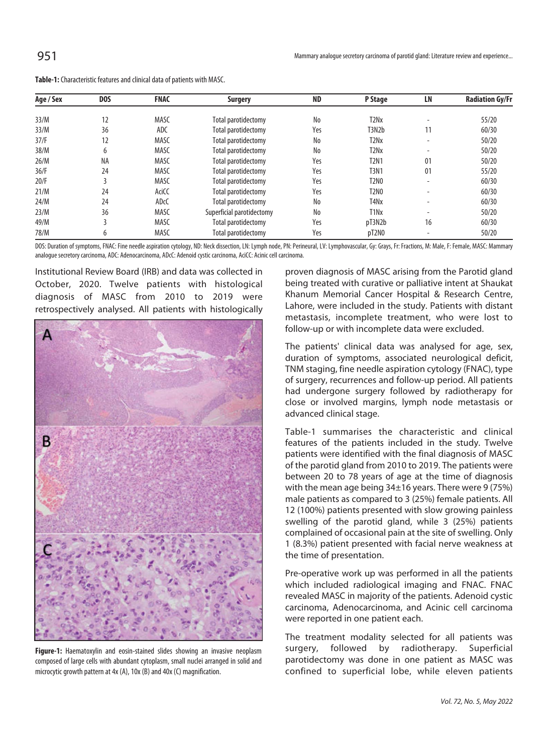**Table-1:** Characteristic features and clinical data of patients with MASC.

| Age / Sex | DOS | FNAC | Surgery | ND | P Stage | LN | Radiation Gy/Fr |
|---|---|---|---|---|---|---|---|
| 33/M | 12 | MASC | Total parotidectomy | No | T2Nx | - | 55/20 |
| 33/M | 36 | ADC | Total parotidectomy | Yes | T3N2b | 11 | 60/30 |
| 37/F | 12 | MASC | Total parotidectomy | No | T2Nx | - | 50/20 |
| 38/M | 6 | MASC | Total parotidectomy | No | T2Nx | - | 50/20 |
| 26/M | NA | MASC | Total parotidectomy | Yes | T2N1 | 01 | 50/20 |
| 36/F | 24 | MASC | Total parotidectomy | Yes | T3N1 | 01 | 55/20 |
| 20/F | 3 | MASC | Total parotidectomy | Yes | T2N0 | - | 60/30 |
| 21/M | 24 | AciCC | Total parotidectomy | Yes | T2N0 | - | 60/30 |
| 24/M | 24 | ADcC | Total parotidectomy | No | T4Nx | - | 60/30 |
| 23/M | 36 | MASC | Superficial parotidectomy | No | T1Nx | - | 50/20 |
| 49/M | 3 | MASC | Total parotidectomy | Yes | pT3N2b | 16 | 60/30 |
| 78/M | 6 | MASC | Total parotidectomy | Yes | pT2N0 | - | 50/20 |

DOS: Duration of symptoms, FNAC: Fine needle aspiration cytology, ND: Neck dissection, LN: Lymph node, PN: Perineural, LV: Lymphovascular, Gy: Grays, Fr: Fractions, M: Male, F: Female, MASC: Mammary analogue secretory carcinoma, ADC: Adenocarcinoma, ADcC: Adenoid cystic carcinoma, AciCC: Acinic cell carcinoma.

Institutional Review Board (IRB) and data was collected in October, 2020. Twelve patients with histological diagnosis of MASC from 2010 to 2019 were retrospectively analysed. All patients with histologically proven diagnosis of MASC arising from the Parotid gland being treated with curative or palliative intent at Shaukat Khanum Memorial Cancer Hospital & Research Centre, Lahore, were included in the study. Patients with distant metastasis, incomplete treatment, who were lost to follow-up or with incomplete data were excluded.

**Figure-1:** Haematoxylin and eosin-stained slides showing an invasive neoplasm composed of large cells with abundant cytoplasm, small nuclei arranged in solid and microcytic growth pattern at 4x (A), 10x (B) and 40x (C) magnification.

The patients' clinical data was analysed for age, sex, duration of symptoms, associated neurological deficit, TNM staging, fine needle aspiration cytology (FNAC), type of surgery, recurrences and follow-up period. All patients had undergone surgery followed by radiotherapy for close or involved margins, lymph node metastasis or advanced clinical stage.

Table-1 summarises the characteristic and clinical features of the patients included in the study. Twelve patients were identified with the final diagnosis of MASC of the parotid gland from 2010 to 2019. The patients were between 20 to 78 years of age at the time of diagnosis with the mean age being 34±16 years. There were 9 (75%) male patients as compared to 3 (25%) female patients. All 12 (100%) patients presented with slow growing painless swelling of the parotid gland, while 3 (25%) patients complained of occasional pain at the site of swelling. Only 1 (8.3%) patient presented with facial nerve weakness at the time of presentation.

Pre-operative work up was performed in all the patients which included radiological imaging and FNAC. FNAC revealed MASC in majority of the patients. Adenoid cystic carcinoma, Adenocarcinoma, and Acinic cell carcinoma were reported in one patient each.

The treatment modality selected for all patients was surgery, followed by radiotherapy. Superficial parotidectomy was done in one patient as MASC was confined to superficial lobe, while eleven patients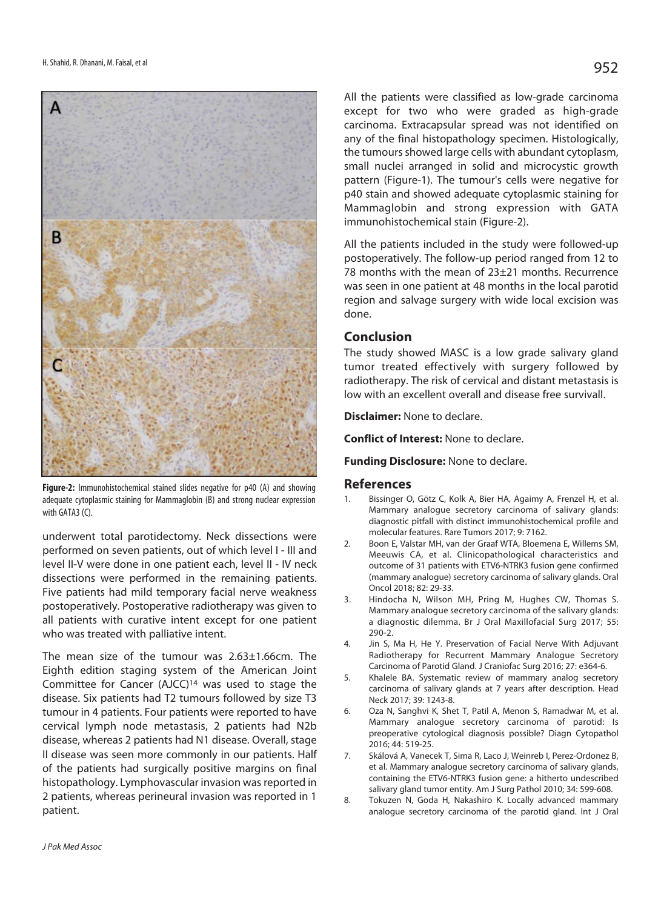**Figure-2:** Immunohistochemical stained slides negative for p40 (A) and showing adequate cytoplasmic staining for Mammaglobin (B) and strong nuclear expression with GATA3 (C).

underwent total parotidectomy. Neck dissections were performed on seven patients, out of which level I - III and level II-V were done in one patient each, level II - IV neck dissections were performed in the remaining patients. Five patients had mild temporary facial nerve weakness postoperatively. Postoperative radiotherapy was given to all patients with curative intent except for one patient who was treated with palliative intent.

The mean size of the tumour was 2.63±1.66cm. The Eighth edition staging system of the American Joint Committee for Cancer (AJCC)[14] was used to stage the disease. Six patients had T2 tumours followed by size T3 tumour in 4 patients. Four patients were reported to have cervical lymph node metastasis, 2 patients had N2b disease, whereas 2 patients had N1 disease. Overall, stage II disease was seen more commonly in our patients. Half of the patients had surgically positive margins on final histopathology. Lymphovascular invasion was reported in 2 patients, whereas perineural invasion was reported in 1 patient.

All the patients were classified as low-grade carcinoma except for two who were graded as high-grade carcinoma. Extracapsular spread was not identified on any of the final histopathology specimen. Histologically, the tumours showed large cells with abundant cytoplasm, small nuclei arranged in solid and microcystic growth pattern (Figure-1). The tumour's cells were negative for p40 stain and showed adequate cytoplasmic staining for Mammaglobin and strong expression with GATA immunohistochemical stain (Figure-2).

All the patients included in the study were followed-up postoperatively. The follow-up period ranged from 12 to 78 months with the mean of 23±21 months. Recurrence was seen in one patient at 48 months in the local parotid region and salvage surgery with wide local excision was done.

## Conclusion

The study showed MASC is a low grade salivary gland tumor treated effectively with surgery followed by radiotherapy. The risk of cervical and distant metastasis is low with an excellent overall and disease free survivall.

**Disclaimer:** None to declare.

**Conflict of Interest:** None to declare.

**Funding Disclosure:** None to declare.

## References

1. Bissinger O, Götz C, Kolk A, Bier HA, Agaimy A, Frenzel H, et al. Mammary analogue secretory carcinoma of salivary glands: diagnostic pitfall with distinct immunohistochemical profile and molecular features. Rare Tumors 2017; 9: 7162.
2. Boon E, Valstar MH, van der Graaf WTA, Bloemena E, Willems SM, Meeuwis CA, et al. Clinicopathological characteristics and outcome of 31 patients with ETV6-NTRK3 fusion gene confirmed (mammary analogue) secretory carcinoma of salivary glands. Oral Oncol 2018; 82: 29-33.
3. Hindocha N, Wilson MH, Pring M, Hughes CW, Thomas S. Mammary analogue secretory carcinoma of the salivary glands: a diagnostic dilemma. Br J Oral Maxillofacial Surg 2017; 55: 290-2.
4. Jin S, Ma H, He Y. Preservation of Facial Nerve With Adjuvant Radiotherapy for Recurrent Mammary Analogue Secretory Carcinoma of Parotid Gland. J Craniofac Surg 2016; 27: e364-6.
5. Khalele BA. Systematic review of mammary analog secretory carcinoma of salivary glands at 7 years after description. Head Neck 2017; 39: 1243-8.
6. Oza N, Sanghvi K, Shet T, Patil A, Menon S, Ramadwar M, et al. Mammary analogue secretory carcinoma of parotid: Is preoperative cytological diagnosis possible? Diagn Cytopathol 2016; 44: 519-25.
7. Skálová A, Vanecek T, Sima R, Laco J, Weinreb I, Perez-Ordonez B, et al. Mammary analogue secretory carcinoma of salivary glands, containing the ETV6-NTRK3 fusion gene: a hitherto undescribed salivary gland tumor entity. Am J Surg Pathol 2010; 34: 599-608.
8. Tokuzen N, Goda H, Nakashiro K. Locally advanced mammary analogue secretory carcinoma of the parotid gland. Int J Oral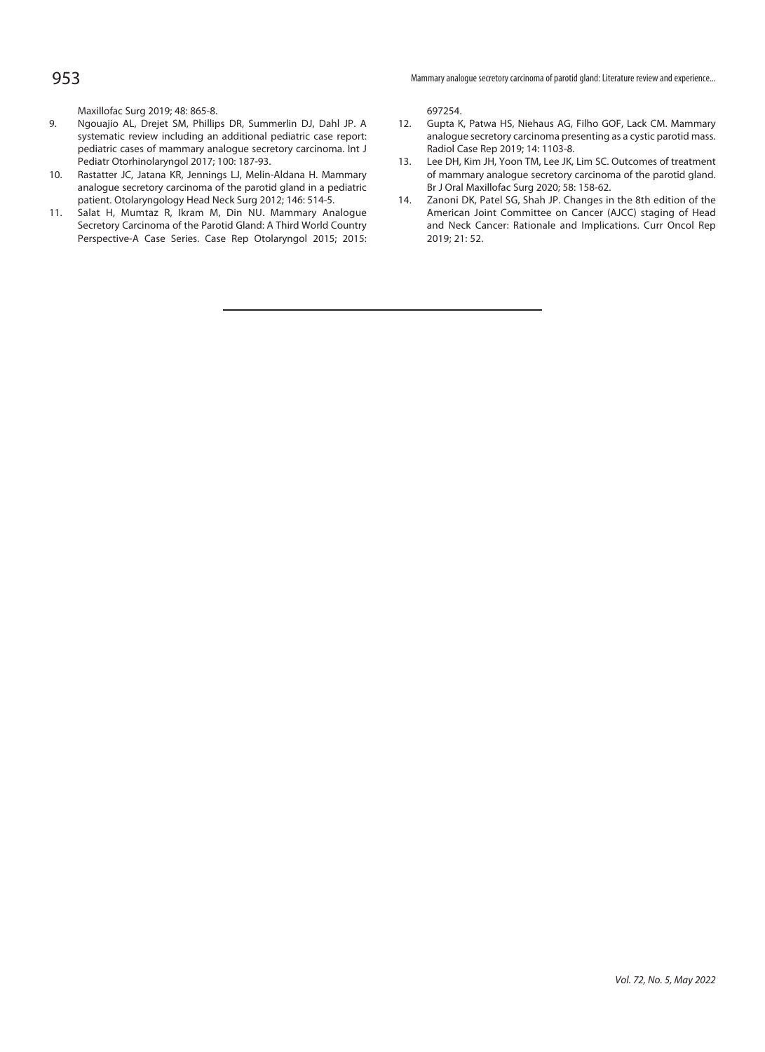Maxillofac Surg 2019; 48: 865-8.

9. Ngouajio AL, Drejet SM, Phillips DR, Summerlin DJ, Dahl JP. A systematic review including an additional pediatric case report: pediatric cases of mammary analogue secretory carcinoma. Int J Pediatr Otorhinolaryngol 2017; 100: 187-93.
10. Rastatter JC, Jatana KR, Jennings LJ, Melin-Aldana H. Mammary analogue secretory carcinoma of the parotid gland in a pediatric patient. Otolaryngology Head Neck Surg 2012; 146: 514-5.
11. Salat H, Mumtaz R, Ikram M, Din NU. Mammary Analogue Secretory Carcinoma of the Parotid Gland: A Third World Country Perspective-A Case Series. Case Rep Otolaryngol 2015; 2015: 697254.
12. Gupta K, Patwa HS, Niehaus AG, Filho GOF, Lack CM. Mammary analogue secretory carcinoma presenting as a cystic parotid mass. Radiol Case Rep 2019; 14: 1103-8.
13. Lee DH, Kim JH, Yoon TM, Lee JK, Lim SC. Outcomes of treatment of mammary analogue secretory carcinoma of the parotid gland. Br J Oral Maxillofac Surg 2020; 58: 158-62.
14. Zanoni DK, Patel SG, Shah JP. Changes in the 8th edition of the American Joint Committee on Cancer (AJCC) staging of Head and Neck Cancer: Rationale and Implications. Curr Oncol Rep 2019; 21: 52.